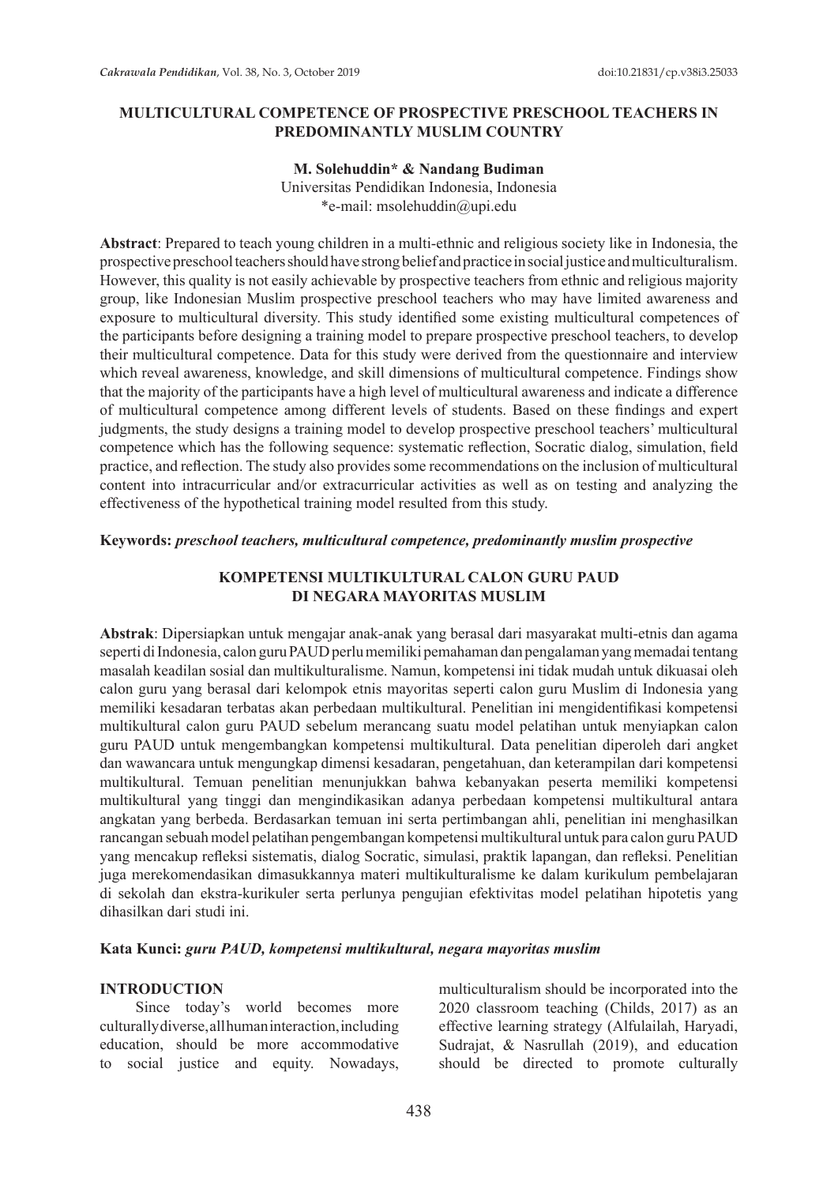# MULTICULTURAL COMPETENCE OF PROSPECTIVE PRESCHOOL TEACHERS IN PREDOMINANTLY MUSLIM COUNTRY

**M. Solehuddin* & Nandang Budiman**

Universitas Pendidikan Indonesia, Indonesia

*e-mail: msolehuddin@upi.edu

**Abstract**: Prepared to teach young children in a multi-ethnic and religious society like in Indonesia, the prospective preschool teachers should have strong belief and practice in social justice and multiculturalism. However, this quality is not easily achievable by prospective teachers from ethnic and religious majority group, like Indonesian Muslim prospective preschool teachers who may have limited awareness and exposure to multicultural diversity. This study identified some existing multicultural competences of the participants before designing a training model to prepare prospective preschool teachers, to develop their multicultural competence. Data for this study were derived from the questionnaire and interview which reveal awareness, knowledge, and skill dimensions of multicultural competence. Findings show that the majority of the participants have a high level of multicultural awareness and indicate a difference of multicultural competence among different levels of students. Based on these findings and expert judgments, the study designs a training model to develop prospective preschool teachers' multicultural competence which has the following sequence: systematic reflection, Socratic dialog, simulation, field practice, and reflection. The study also provides some recommendations on the inclusion of multicultural content into intracurricular and/or extracurricular activities as well as on testing and analyzing the effectiveness of the hypothetical training model resulted from this study.

**Keywords:** *preschool teachers, multicultural competence, predominantly muslim prospective*

## KOMPETENSI MULTIKULTURAL CALON GURU PAUD DI NEGARA MAYORITAS MUSLIM

**Abstrak**: Dipersiapkan untuk mengajar anak-anak yang berasal dari masyarakat multi-etnis dan agama seperti di Indonesia, calon guru PAUD perlu memiliki pemahaman dan pengalaman yang memadai tentang masalah keadilan sosial dan multikulturalisme. Namun, kompetensi ini tidak mudah untuk dikuasai oleh calon guru yang berasal dari kelompok etnis mayoritas seperti calon guru Muslim di Indonesia yang memiliki kesadaran terbatas akan perbedaan multikultural. Penelitian ini mengidentifikasi kompetensi multikultural calon guru PAUD sebelum merancang suatu model pelatihan untuk menyiapkan calon guru PAUD untuk mengembangkan kompetensi multikultural. Data penelitian diperoleh dari angket dan wawancara untuk mengungkap dimensi kesadaran, pengetahuan, dan keterampilan dari kompetensi multikultural. Temuan penelitian menunjukkan bahwa kebanyakan peserta memiliki kompetensi multikultural yang tinggi dan mengindikasikan adanya perbedaan kompetensi multikultural antara angkatan yang berbeda. Berdasarkan temuan ini serta pertimbangan ahli, penelitian ini menghasilkan rancangan sebuah model pelatihan pengembangan kompetensi multikultural untuk para calon guru PAUD yang mencakup refleksi sistematis, dialog Socratic, simulasi, praktik lapangan, dan refleksi. Penelitian juga merekomendasikan dimasukkannya materi multikulturalisme ke dalam kurikulum pembelajaran di sekolah dan ekstra-kurikuler serta perlunya pengujian efektivitas model pelatihan hipotetis yang dihasilkan dari studi ini.

**Kata Kunci:** *guru PAUD, kompetensi multikultural, negara mayoritas muslim*

## INTRODUCTION

Since today's world becomes more culturally diverse, all human interaction, including education, should be more accommodative to social justice and equity. Nowadays, multiculturalism should be incorporated into the 2020 classroom teaching (Childs, 2017) as an effective learning strategy (Alfulailah, Haryadi, Sudrajat, & Nasrullah (2019), and education should be directed to promote culturally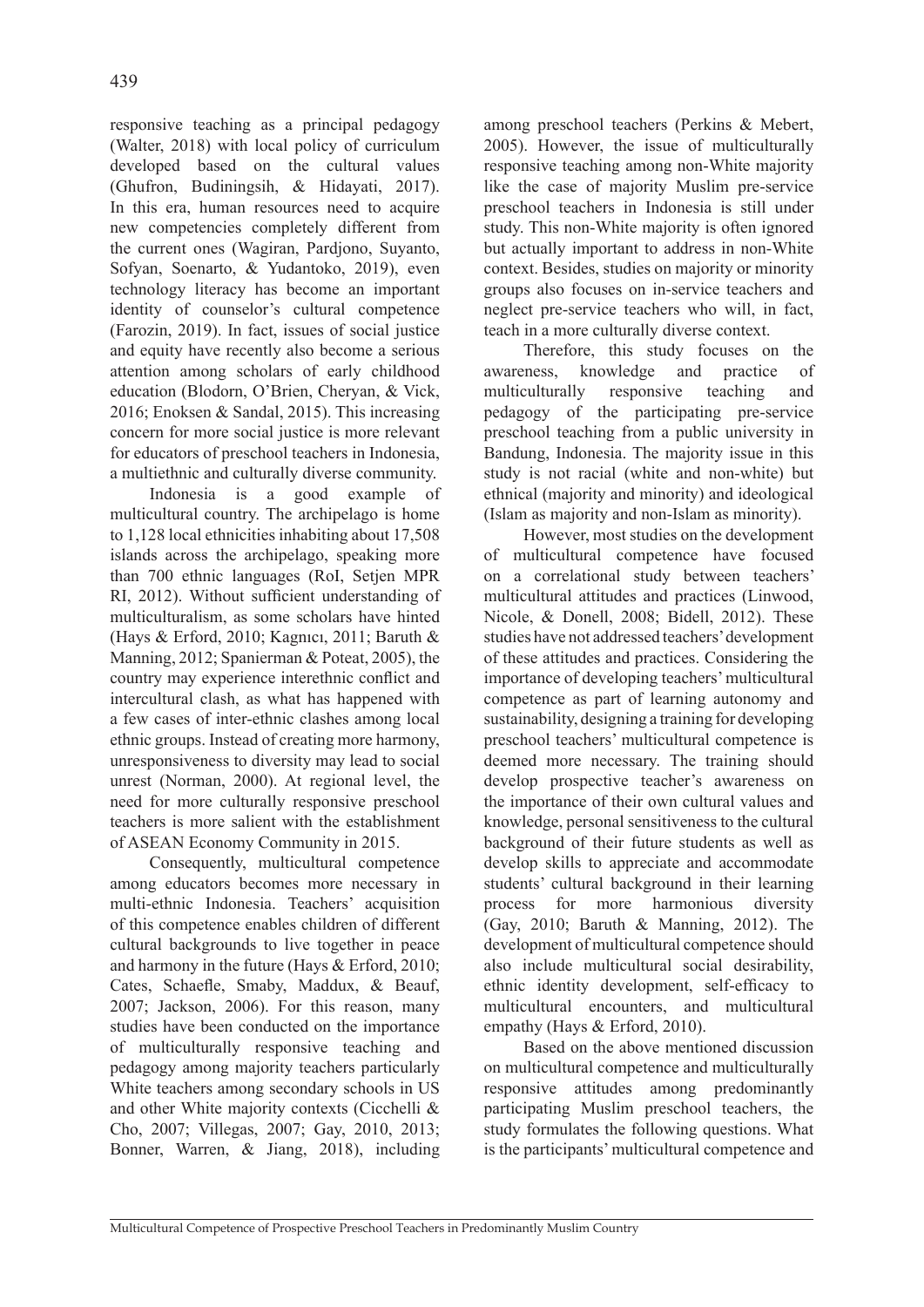responsive teaching as a principal pedagogy (Walter, 2018) with local policy of curriculum developed based on the cultural values (Ghufron, Budiningsih, & Hidayati, 2017). In this era, human resources need to acquire new competencies completely different from the current ones (Wagiran, Pardjono, Suyanto, Sofyan, Soenarto, & Yudantoko, 2019), even technology literacy has become an important identity of counselor's cultural competence (Farozin, 2019). In fact, issues of social justice and equity have recently also become a serious attention among scholars of early childhood education (Blodorn, O'Brien, Cheryan, & Vick, 2016; Enoksen & Sandal, 2015). This increasing concern for more social justice is more relevant for educators of preschool teachers in Indonesia, a multiethnic and culturally diverse community.

Indonesia is a good example of multicultural country. The archipelago is home to 1,128 local ethnicities inhabiting about 17,508 islands across the archipelago, speaking more than 700 ethnic languages (RoI, Setjen MPR RI, 2012). Without sufficient understanding of multiculturalism, as some scholars have hinted (Hays & Erford, 2010; Kagnıcı, 2011; Baruth & Manning, 2012; Spanierman & Poteat, 2005), the country may experience interethnic conflict and intercultural clash, as what has happened with a few cases of inter-ethnic clashes among local ethnic groups. Instead of creating more harmony, unresponsiveness to diversity may lead to social unrest (Norman, 2000). At regional level, the need for more culturally responsive preschool teachers is more salient with the establishment of ASEAN Economy Community in 2015.

Consequently, multicultural competence among educators becomes more necessary in multi-ethnic Indonesia. Teachers' acquisition of this competence enables children of different cultural backgrounds to live together in peace and harmony in the future (Hays & Erford, 2010; Cates, Schaefle, Smaby, Maddux, & Beauf, 2007; Jackson, 2006). For this reason, many studies have been conducted on the importance of multiculturally responsive teaching and pedagogy among majority teachers particularly White teachers among secondary schools in US and other White majority contexts (Cicchelli & Cho, 2007; Villegas, 2007; Gay, 2010, 2013; Bonner, Warren, & Jiang, 2018), including among preschool teachers (Perkins & Mebert, 2005). However, the issue of multiculturally responsive teaching among non-White majority like the case of majority Muslim pre-service preschool teachers in Indonesia is still under study. This non-White majority is often ignored but actually important to address in non-White context. Besides, studies on majority or minority groups also focuses on in-service teachers and neglect pre-service teachers who will, in fact, teach in a more culturally diverse context.

Therefore, this study focuses on the awareness, knowledge and practice of multiculturally responsive teaching and pedagogy of the participating pre-service preschool teaching from a public university in Bandung, Indonesia. The majority issue in this study is not racial (white and non-white) but ethnical (majority and minority) and ideological (Islam as majority and non-Islam as minority).

However, most studies on the development of multicultural competence have focused on a correlational study between teachers' multicultural attitudes and practices (Linwood, Nicole, & Donell, 2008; Bidell, 2012). These studies have not addressed teachers' development of these attitudes and practices. Considering the importance of developing teachers' multicultural competence as part of learning autonomy and sustainability, designing a training for developing preschool teachers' multicultural competence is deemed more necessary. The training should develop prospective teacher's awareness on the importance of their own cultural values and knowledge, personal sensitiveness to the cultural background of their future students as well as develop skills to appreciate and accommodate students' cultural background in their learning process for more harmonious diversity (Gay, 2010; Baruth & Manning, 2012). The development of multicultural competence should also include multicultural social desirability, ethnic identity development, self-efficacy to multicultural encounters, and multicultural empathy (Hays & Erford, 2010).

Based on the above mentioned discussion on multicultural competence and multiculturally responsive attitudes among predominantly participating Muslim preschool teachers, the study formulates the following questions. What is the participants' multicultural competence and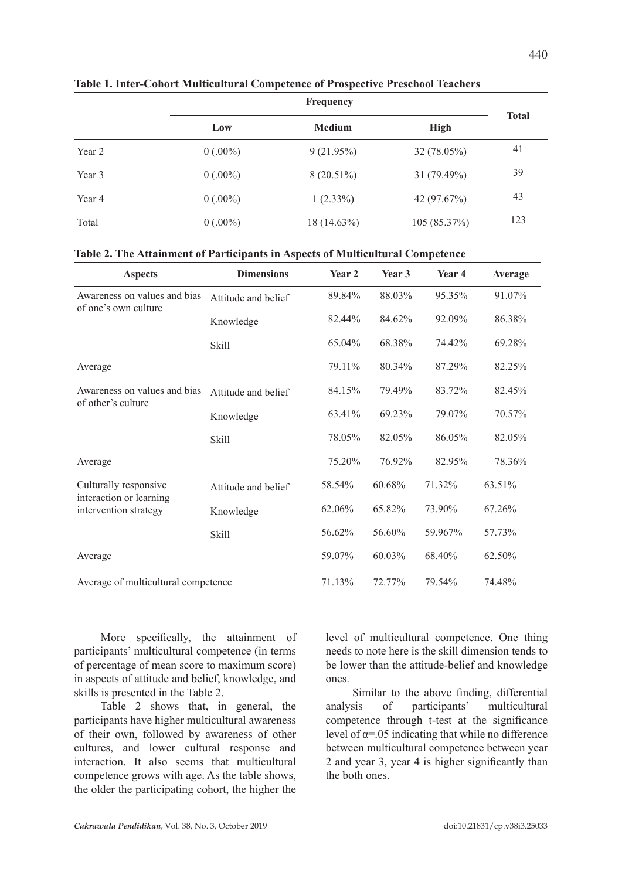**Table 1. Inter-Cohort Multicultural Competence of Prospective Preschool Teachers**

| | Frequency | | | Total |
|---|---|---|---|---|
| | Low | Medium | High | |
| Year 2 | 0 (.00%) | 9 (21.95%) | 32 (78.05%) | 41 |
| Year 3 | 0 (.00%) | 8 (20.51%) | 31 (79.49%) | 39 |
| Year 4 | 0 (.00%) | 1 (2.33%) | 42 (97.67%) | 43 |
| Total | 0 (.00%) | 18 (14.63%) | 105 (85.37%) | 123 |

**Table 2. The Attainment of Participants in Aspects of Multicultural Competence**

| Aspects | Dimensions | Year 2 | Year 3 | Year 4 | Average |
|---|---|---|---|---|---|
| Awareness on values and bias of one's own culture | Attitude and belief | 89.84% | 88.03% | 95.35% | 91.07% |
| | Knowledge | 82.44% | 84.62% | 92.09% | 86.38% |
| | Skill | 65.04% | 68.38% | 74.42% | 69.28% |
| Average | | 79.11% | 80.34% | 87.29% | 82.25% |
| Awareness on values and bias of other's culture | Attitude and belief | 84.15% | 79.49% | 83.72% | 82.45% |
| | Knowledge | 63.41% | 69.23% | 79.07% | 70.57% |
| | Skill | 78.05% | 82.05% | 86.05% | 82.05% |
| Average | | 75.20% | 76.92% | 82.95% | 78.36% |
| Culturally responsive interaction or learning intervention strategy | Attitude and belief | 58.54% | 60.68% | 71.32% | 63.51% |
| | Knowledge | 62.06% | 65.82% | 73.90% | 67.26% |
| | Skill | 56.62% | 56.60% | 59.967% | 57.73% |
| Average | | 59.07% | 60.03% | 68.40% | 62.50% |
| Average of multicultural competence | | 71.13% | 72.77% | 79.54% | 74.48% |

More specifically, the attainment of participants' multicultural competence (in terms of percentage of mean score to maximum score) in aspects of attitude and belief, knowledge, and skills is presented in the Table 2.

Table 2 shows that, in general, the participants have higher multicultural awareness of their own, followed by awareness of other cultures, and lower cultural response and interaction. It also seems that multicultural competence grows with age. As the table shows, the older the participating cohort, the higher the level of multicultural competence. One thing needs to note here is the skill dimension tends to be lower than the attitude-belief and knowledge ones.

Similar to the above finding, differential analysis of participants' multicultural competence through t-test at the significance level of $\alpha$=.05 indicating that while no difference between multicultural competence between year 2 and year 3, year 4 is higher significantly than the both ones.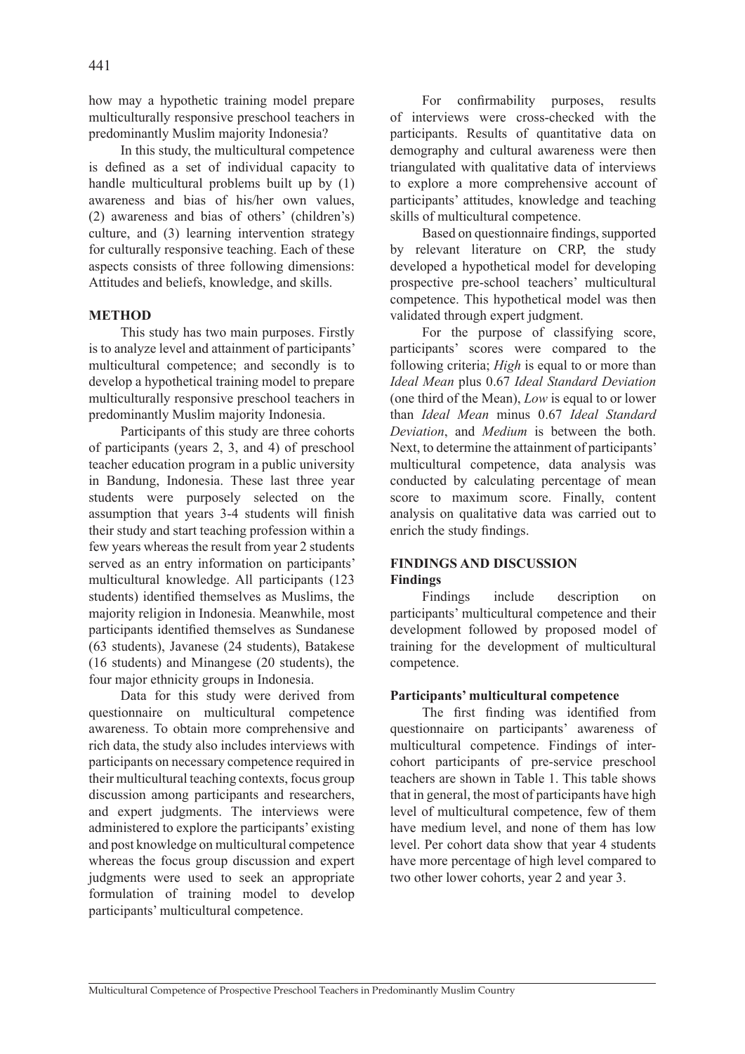how may a hypothetic training model prepare multiculturally responsive preschool teachers in predominantly Muslim majority Indonesia?

In this study, the multicultural competence is defined as a set of individual capacity to handle multicultural problems built up by (1) awareness and bias of his/her own values, (2) awareness and bias of others' (children's) culture, and (3) learning intervention strategy for culturally responsive teaching. Each of these aspects consists of three following dimensions: Attitudes and beliefs, knowledge, and skills.

## METHOD

This study has two main purposes. Firstly is to analyze level and attainment of participants' multicultural competence; and secondly is to develop a hypothetical training model to prepare multiculturally responsive preschool teachers in predominantly Muslim majority Indonesia.

Participants of this study are three cohorts of participants (years 2, 3, and 4) of preschool teacher education program in a public university in Bandung, Indonesia. These last three year students were purposely selected on the assumption that years 3-4 students will finish their study and start teaching profession within a few years whereas the result from year 2 students served as an entry information on participants' multicultural knowledge. All participants (123 students) identified themselves as Muslims, the majority religion in Indonesia. Meanwhile, most participants identified themselves as Sundanese (63 students), Javanese (24 students), Batakese (16 students) and Minangese (20 students), the four major ethnicity groups in Indonesia.

Data for this study were derived from questionnaire on multicultural competence awareness. To obtain more comprehensive and rich data, the study also includes interviews with participants on necessary competence required in their multicultural teaching contexts, focus group discussion among participants and researchers, and expert judgments. The interviews were administered to explore the participants' existing and post knowledge on multicultural competence whereas the focus group discussion and expert judgments were used to seek an appropriate formulation of training model to develop participants' multicultural competence.

For confirmability purposes, results of interviews were cross-checked with the participants. Results of quantitative data on demography and cultural awareness were then triangulated with qualitative data of interviews to explore a more comprehensive account of participants' attitudes, knowledge and teaching skills of multicultural competence.

Based on questionnaire findings, supported by relevant literature on CRP, the study developed a hypothetical model for developing prospective pre-school teachers' multicultural competence. This hypothetical model was then validated through expert judgment.

For the purpose of classifying score, participants' scores were compared to the following criteria; *High* is equal to or more than *Ideal Mean* plus 0.67 *Ideal Standard Deviation* (one third of the Mean), *Low* is equal to or lower than *Ideal Mean* minus 0.67 *Ideal Standard Deviation*, and *Medium* is between the both. Next, to determine the attainment of participants' multicultural competence, data analysis was conducted by calculating percentage of mean score to maximum score. Finally, content analysis on qualitative data was carried out to enrich the study findings.

## FINDINGS AND DISCUSSION

### Findings

Findings include description on participants' multicultural competence and their development followed by proposed model of training for the development of multicultural competence.

#### Participants' multicultural competence

The first finding was identified from questionnaire on participants' awareness of multicultural competence. Findings of inter-cohort participants of pre-service preschool teachers are shown in Table 1. This table shows that in general, the most of participants have high level of multicultural competence, few of them have medium level, and none of them has low level. Per cohort data show that year 4 students have more percentage of high level compared to two other lower cohorts, year 2 and year 3.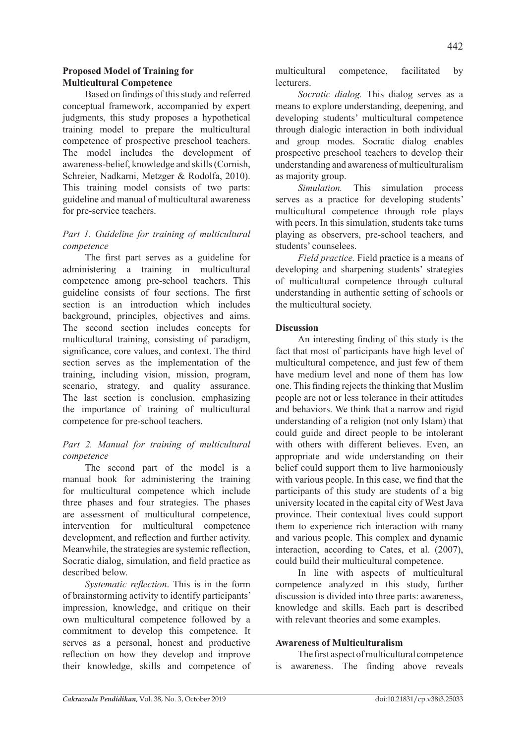**Proposed Model of Training for Multicultural Competence**

Based on findings of this study and referred conceptual framework, accompanied by expert judgments, this study proposes a hypothetical training model to prepare the multicultural competence of prospective preschool teachers. The model includes the development of awareness-belief, knowledge and skills (Cornish, Schreier, Nadkarni, Metzger & Rodolfa, 2010). This training model consists of two parts: guideline and manual of multicultural awareness for pre-service teachers.

*Part 1. Guideline for training of multicultural competence*

The first part serves as a guideline for administering a training in multicultural competence among pre-school teachers. This guideline consists of four sections. The first section is an introduction which includes background, principles, objectives and aims. The second section includes concepts for multicultural training, consisting of paradigm, significance, core values, and context. The third section serves as the implementation of the training, including vision, mission, program, scenario, strategy, and quality assurance. The last section is conclusion, emphasizing the importance of training of multicultural competence for pre-school teachers.

*Part 2. Manual for training of multicultural competence*

The second part of the model is a manual book for administering the training for multicultural competence which include three phases and four strategies. The phases are assessment of multicultural competence, intervention for multicultural competence development, and reflection and further activity. Meanwhile, the strategies are systemic reflection, Socratic dialog, simulation, and field practice as described below.

*Systematic reflection*. This is in the form of brainstorming activity to identify participants' impression, knowledge, and critique on their own multicultural competence followed by a commitment to develop this competence. It serves as a personal, honest and productive reflection on how they develop and improve their knowledge, skills and competence of multicultural competence, facilitated by lecturers.

*Socratic dialog.* This dialog serves as a means to explore understanding, deepening, and developing students' multicultural competence through dialogic interaction in both individual and group modes. Socratic dialog enables prospective preschool teachers to develop their understanding and awareness of multiculturalism as majority group.

*Simulation.* This simulation process serves as a practice for developing students' multicultural competence through role plays with peers. In this simulation, students take turns playing as observers, pre-school teachers, and students' counselees.

*Field practice.* Field practice is a means of developing and sharpening students' strategies of multicultural competence through cultural understanding in authentic setting of schools or the multicultural society.

**Discussion**

An interesting finding of this study is the fact that most of participants have high level of multicultural competence, and just few of them have medium level and none of them has low one. This finding rejects the thinking that Muslim people are not or less tolerance in their attitudes and behaviors. We think that a narrow and rigid understanding of a religion (not only Islam) that could guide and direct people to be intolerant with others with different believes. Even, an appropriate and wide understanding on their belief could support them to live harmoniously with various people. In this case, we find that the participants of this study are students of a big university located in the capital city of West Java province. Their contextual lives could support them to experience rich interaction with many and various people. This complex and dynamic interaction, according to Cates, et al. (2007), could build their multicultural competence.

In line with aspects of multicultural competence analyzed in this study, further discussion is divided into three parts: awareness, knowledge and skills. Each part is described with relevant theories and some examples.

**Awareness of Multiculturalism**

The first aspect of multicultural competence is awareness. The finding above reveals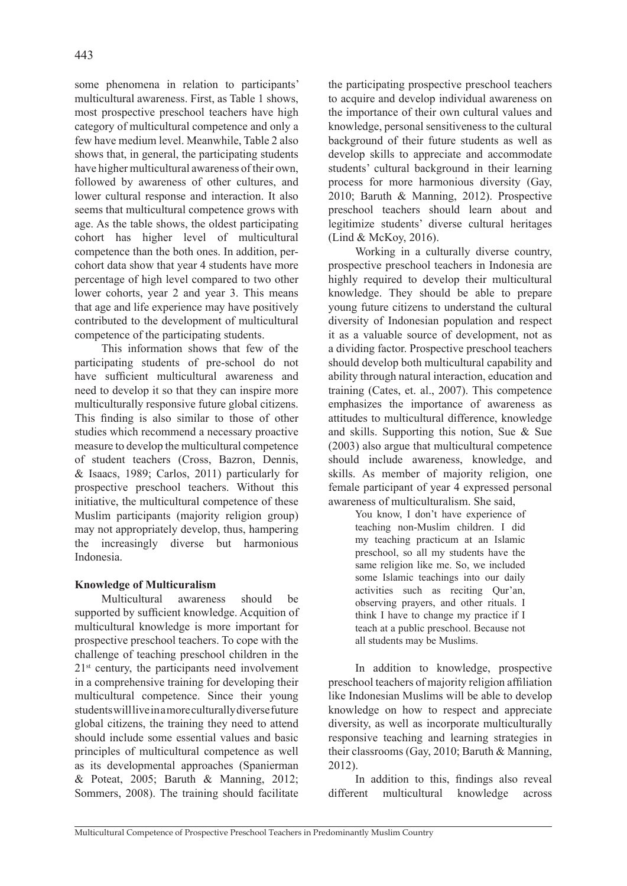some phenomena in relation to participants' multicultural awareness. First, as Table 1 shows, most prospective preschool teachers have high category of multicultural competence and only a few have medium level. Meanwhile, Table 2 also shows that, in general, the participating students have higher multicultural awareness of their own, followed by awareness of other cultures, and lower cultural response and interaction. It also seems that multicultural competence grows with age. As the table shows, the oldest participating cohort has higher level of multicultural competence than the both ones. In addition, per-cohort data show that year 4 students have more percentage of high level compared to two other lower cohorts, year 2 and year 3. This means that age and life experience may have positively contributed to the development of multicultural competence of the participating students.

This information shows that few of the participating students of pre-school do not have sufficient multicultural awareness and need to develop it so that they can inspire more multiculturally responsive future global citizens. This finding is also similar to those of other studies which recommend a necessary proactive measure to develop the multicultural competence of student teachers (Cross, Bazron, Dennis, & Isaacs, 1989; Carlos, 2011) particularly for prospective preschool teachers. Without this initiative, the multicultural competence of these Muslim participants (majority religion group) may not appropriately develop, thus, hampering the increasingly diverse but harmonious Indonesia.

**Knowledge of Multicuralism**

Multicultural awareness should be supported by sufficient knowledge. Acquition of multicultural knowledge is more important for prospective preschool teachers. To cope with the challenge of teaching preschool children in the 21st century, the participants need involvement in a comprehensive training for developing their multicultural competence. Since their young students will live in a more culturally diverse future global citizens, the training they need to attend should include some essential values and basic principles of multicultural competence as well as its developmental approaches (Spanierman & Poteat, 2005; Baruth & Manning, 2012; Sommers, 2008). The training should facilitate the participating prospective preschool teachers to acquire and develop individual awareness on the importance of their own cultural values and knowledge, personal sensitiveness to the cultural background of their future students as well as develop skills to appreciate and accommodate students' cultural background in their learning process for more harmonious diversity (Gay, 2010; Baruth & Manning, 2012). Prospective preschool teachers should learn about and legitimize students' diverse cultural heritages (Lind & McKoy, 2016).

Working in a culturally diverse country, prospective preschool teachers in Indonesia are highly required to develop their multicultural knowledge. They should be able to prepare young future citizens to understand the cultural diversity of Indonesian population and respect it as a valuable source of development, not as a dividing factor. Prospective preschool teachers should develop both multicultural capability and ability through natural interaction, education and training (Cates, et. al., 2007). This competence emphasizes the importance of awareness as attitudes to multicultural difference, knowledge and skills. Supporting this notion, Sue & Sue (2003) also argue that multicultural competence should include awareness, knowledge, and skills. As member of majority religion, one female participant of year 4 expressed personal awareness of multiculturalism. She said,

> You know, I don't have experience of teaching non-Muslim children. I did my teaching practicum at an Islamic preschool, so all my students have the same religion like me. So, we included some Islamic teachings into our daily activities such as reciting Qur'an, observing prayers, and other rituals. I think I have to change my practice if I teach at a public preschool. Because not all students may be Muslims.

In addition to knowledge, prospective preschool teachers of majority religion affiliation like Indonesian Muslims will be able to develop knowledge on how to respect and appreciate diversity, as well as incorporate multiculturally responsive teaching and learning strategies in their classrooms (Gay, 2010; Baruth & Manning, 2012).

In addition to this, findings also reveal different multicultural knowledge across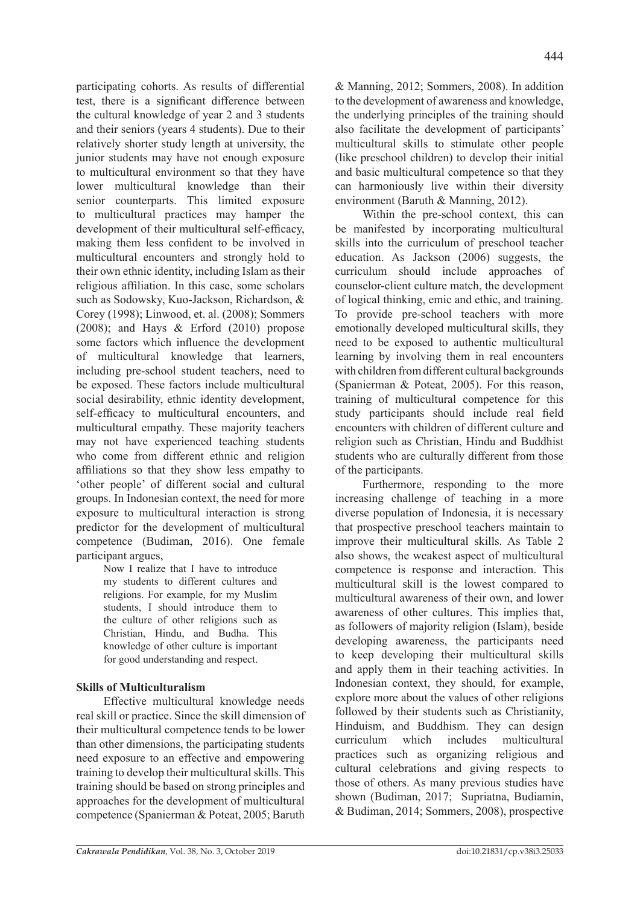participating cohorts. As results of differential test, there is a significant difference between the cultural knowledge of year 2 and 3 students and their seniors (years 4 students). Due to their relatively shorter study length at university, the junior students may have not enough exposure to multicultural environment so that they have lower multicultural knowledge than their senior counterparts. This limited exposure to multicultural practices may hamper the development of their multicultural self-efficacy, making them less confident to be involved in multicultural encounters and strongly hold to their own ethnic identity, including Islam as their religious affiliation. In this case, some scholars such as Sodowsky, Kuo-Jackson, Richardson, & Corey (1998); Linwood, et. al. (2008); Sommers (2008); and Hays & Erford (2010) propose some factors which influence the development of multicultural knowledge that learners, including pre-school student teachers, need to be exposed. These factors include multicultural social desirability, ethnic identity development, self-efficacy to multicultural encounters, and multicultural empathy. These majority teachers may not have experienced teaching students who come from different ethnic and religion affiliations so that they show less empathy to 'other people' of different social and cultural groups. In Indonesian context, the need for more exposure to multicultural interaction is strong predictor for the development of multicultural competence (Budiman, 2016). One female participant argues,

> Now I realize that I have to introduce my students to different cultures and religions. For example, for my Muslim students, I should introduce them to the culture of other religions such as Christian, Hindu, and Budha. This knowledge of other culture is important for good understanding and respect.

**Skills of Multiculturalism**

Effective multicultural knowledge needs real skill or practice. Since the skill dimension of their multicultural competence tends to be lower than other dimensions, the participating students need exposure to an effective and empowering training to develop their multicultural skills. This training should be based on strong principles and approaches for the development of multicultural competence (Spanierman & Poteat, 2005; Baruth & Manning, 2012; Sommers, 2008). In addition to the development of awareness and knowledge, the underlying principles of the training should also facilitate the development of participants' multicultural skills to stimulate other people (like preschool children) to develop their initial and basic multicultural competence so that they can harmoniously live within their diversity environment (Baruth & Manning, 2012).

Within the pre-school context, this can be manifested by incorporating multicultural skills into the curriculum of preschool teacher education. As Jackson (2006) suggests, the curriculum should include approaches of counselor-client culture match, the development of logical thinking, emic and ethic, and training. To provide pre-school teachers with more emotionally developed multicultural skills, they need to be exposed to authentic multicultural learning by involving them in real encounters with children from different cultural backgrounds (Spanierman & Poteat, 2005). For this reason, training of multicultural competence for this study participants should include real field encounters with children of different culture and religion such as Christian, Hindu and Buddhist students who are culturally different from those of the participants.

Furthermore, responding to the more increasing challenge of teaching in a more diverse population of Indonesia, it is necessary that prospective preschool teachers maintain to improve their multicultural skills. As Table 2 also shows, the weakest aspect of multicultural competence is response and interaction. This multicultural skill is the lowest compared to multicultural awareness of their own, and lower awareness of other cultures. This implies that, as followers of majority religion (Islam), beside developing awareness, the participants need to keep developing their multicultural skills and apply them in their teaching activities. In Indonesian context, they should, for example, explore more about the values of other religions followed by their students such as Christianity, Hinduism, and Buddhism. They can design curriculum which includes multicultural practices such as organizing religious and cultural celebrations and giving respects to those of others. As many previous studies have shown (Budiman, 2017; Supriatna, Budiamin, & Budiman, 2014; Sommers, 2008), prospective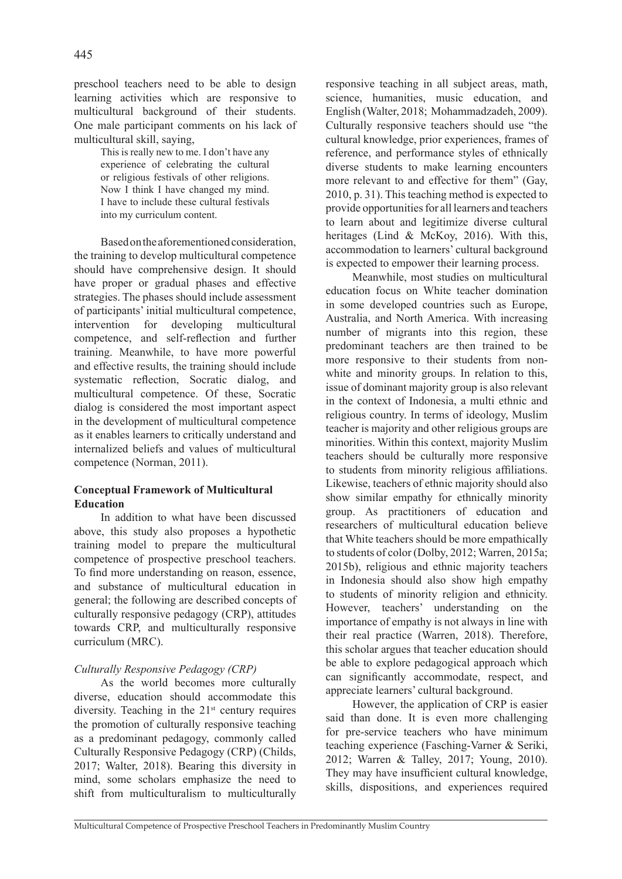preschool teachers need to be able to design learning activities which are responsive to multicultural background of their students. One male participant comments on his lack of multicultural skill, saying,

> This is really new to me. I don't have any experience of celebrating the cultural or religious festivals of other religions. Now I think I have changed my mind. I have to include these cultural festivals into my curriculum content.

Based on the aforementioned consideration, the training to develop multicultural competence should have comprehensive design. It should have proper or gradual phases and effective strategies. The phases should include assessment of participants' initial multicultural competence, intervention for developing multicultural competence, and self-reflection and further training. Meanwhile, to have more powerful and effective results, the training should include systematic reflection, Socratic dialog, and multicultural competence. Of these, Socratic dialog is considered the most important aspect in the development of multicultural competence as it enables learners to critically understand and internalized beliefs and values of multicultural competence (Norman, 2011).

**Conceptual Framework of Multicultural Education**

In addition to what have been discussed above, this study also proposes a hypothetic training model to prepare the multicultural competence of prospective preschool teachers. To find more understanding on reason, essence, and substance of multicultural education in general; the following are described concepts of culturally responsive pedagogy (CRP), attitudes towards CRP, and multiculturally responsive curriculum (MRC).

*Culturally Responsive Pedagogy (CRP)*

As the world becomes more culturally diverse, education should accommodate this diversity. Teaching in the 21st century requires the promotion of culturally responsive teaching as a predominant pedagogy, commonly called Culturally Responsive Pedagogy (CRP) (Childs, 2017; Walter, 2018). Bearing this diversity in mind, some scholars emphasize the need to shift from multiculturalism to multiculturally responsive teaching in all subject areas, math, science, humanities, music education, and English (Walter, 2018; Mohammadzadeh, 2009). Culturally responsive teachers should use "the cultural knowledge, prior experiences, frames of reference, and performance styles of ethnically diverse students to make learning encounters more relevant to and effective for them" (Gay, 2010, p. 31). This teaching method is expected to provide opportunities for all learners and teachers to learn about and legitimize diverse cultural heritages (Lind & McKoy, 2016). With this, accommodation to learners' cultural background is expected to empower their learning process.

Meanwhile, most studies on multicultural education focus on White teacher domination in some developed countries such as Europe, Australia, and North America. With increasing number of migrants into this region, these predominant teachers are then trained to be more responsive to their students from non-white and minority groups. In relation to this, issue of dominant majority group is also relevant in the context of Indonesia, a multi ethnic and religious country. In terms of ideology, Muslim teacher is majority and other religious groups are minorities. Within this context, majority Muslim teachers should be culturally more responsive to students from minority religious affiliations. Likewise, teachers of ethnic majority should also show similar empathy for ethnically minority group. As practitioners of education and researchers of multicultural education believe that White teachers should be more empathically to students of color (Dolby, 2012; Warren, 2015a; 2015b), religious and ethnic majority teachers in Indonesia should also show high empathy to students of minority religion and ethnicity. However, teachers' understanding on the importance of empathy is not always in line with their real practice (Warren, 2018). Therefore, this scholar argues that teacher education should be able to explore pedagogical approach which can significantly accommodate, respect, and appreciate learners' cultural background.

However, the application of CRP is easier said than done. It is even more challenging for pre-service teachers who have minimum teaching experience (Fasching-Varner & Seriki, 2012; Warren & Talley, 2017; Young, 2010). They may have insufficient cultural knowledge, skills, dispositions, and experiences required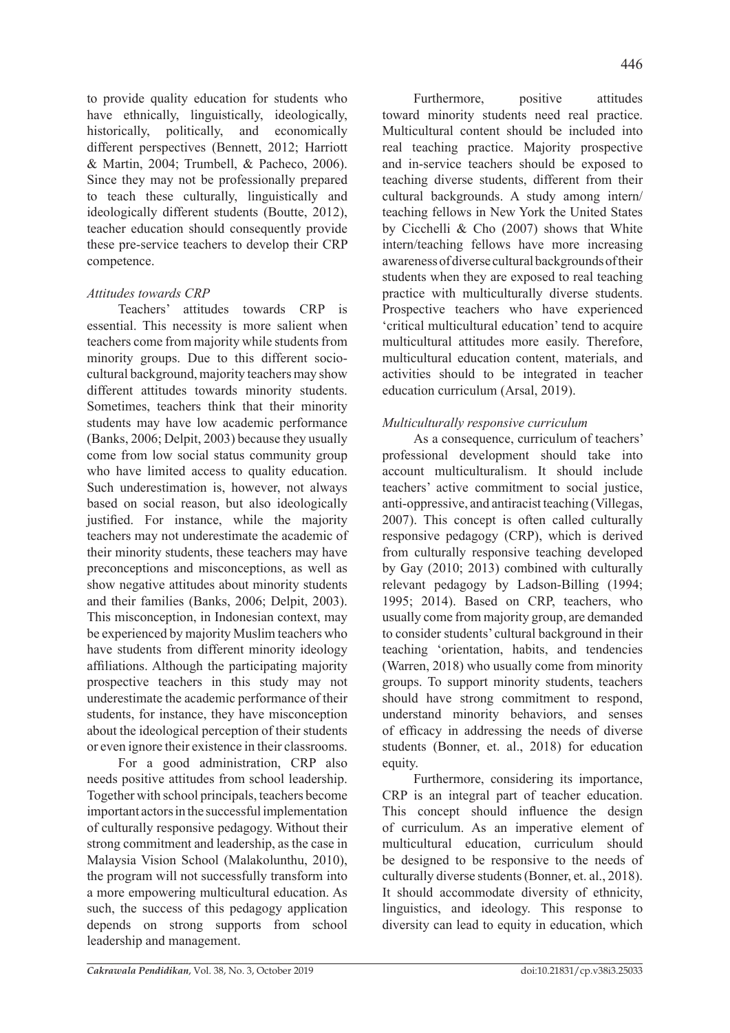to provide quality education for students who have ethnically, linguistically, ideologically, historically, politically, and economically different perspectives (Bennett, 2012; Harriott & Martin, 2004; Trumbell, & Pacheco, 2006). Since they may not be professionally prepared to teach these culturally, linguistically and ideologically different students (Boutte, 2012), teacher education should consequently provide these pre-service teachers to develop their CRP competence.

*Attitudes towards CRP*

Teachers' attitudes towards CRP is essential. This necessity is more salient when teachers come from majority while students from minority groups. Due to this different socio-cultural background, majority teachers may show different attitudes towards minority students. Sometimes, teachers think that their minority students may have low academic performance (Banks, 2006; Delpit, 2003) because they usually come from low social status community group who have limited access to quality education. Such underestimation is, however, not always based on social reason, but also ideologically justified. For instance, while the majority teachers may not underestimate the academic of their minority students, these teachers may have preconceptions and misconceptions, as well as show negative attitudes about minority students and their families (Banks, 2006; Delpit, 2003). This misconception, in Indonesian context, may be experienced by majority Muslim teachers who have students from different minority ideology affiliations. Although the participating majority prospective teachers in this study may not underestimate the academic performance of their students, for instance, they have misconception about the ideological perception of their students or even ignore their existence in their classrooms.

For a good administration, CRP also needs positive attitudes from school leadership. Together with school principals, teachers become important actors in the successful implementation of culturally responsive pedagogy. Without their strong commitment and leadership, as the case in Malaysia Vision School (Malakolunthu, 2010), the program will not successfully transform into a more empowering multicultural education. As such, the success of this pedagogy application depends on strong supports from school leadership and management.

Furthermore, positive attitudes toward minority students need real practice. Multicultural content should be included into real teaching practice. Majority prospective and in-service teachers should be exposed to teaching diverse students, different from their cultural backgrounds. A study among intern/teaching fellows in New York the United States by Cicchelli & Cho (2007) shows that White intern/teaching fellows have more increasing awareness of diverse cultural backgrounds of their students when they are exposed to real teaching practice with multiculturally diverse students. Prospective teachers who have experienced 'critical multicultural education' tend to acquire multicultural attitudes more easily. Therefore, multicultural education content, materials, and activities should to be integrated in teacher education curriculum (Arsal, 2019).

*Multiculturally responsive curriculum*

As a consequence, curriculum of teachers' professional development should take into account multiculturalism. It should include teachers' active commitment to social justice, anti-oppressive, and antiracist teaching (Villegas, 2007). This concept is often called culturally responsive pedagogy (CRP), which is derived from culturally responsive teaching developed by Gay (2010; 2013) combined with culturally relevant pedagogy by Ladson-Billing (1994; 1995; 2014). Based on CRP, teachers, who usually come from majority group, are demanded to consider students' cultural background in their teaching 'orientation, habits, and tendencies (Warren, 2018) who usually come from minority groups. To support minority students, teachers should have strong commitment to respond, understand minority behaviors, and senses of efficacy in addressing the needs of diverse students (Bonner, et. al., 2018) for education equity.

Furthermore, considering its importance, CRP is an integral part of teacher education. This concept should influence the design of curriculum. As an imperative element of multicultural education, curriculum should be designed to be responsive to the needs of culturally diverse students (Bonner, et. al., 2018). It should accommodate diversity of ethnicity, linguistics, and ideology. This response to diversity can lead to equity in education, which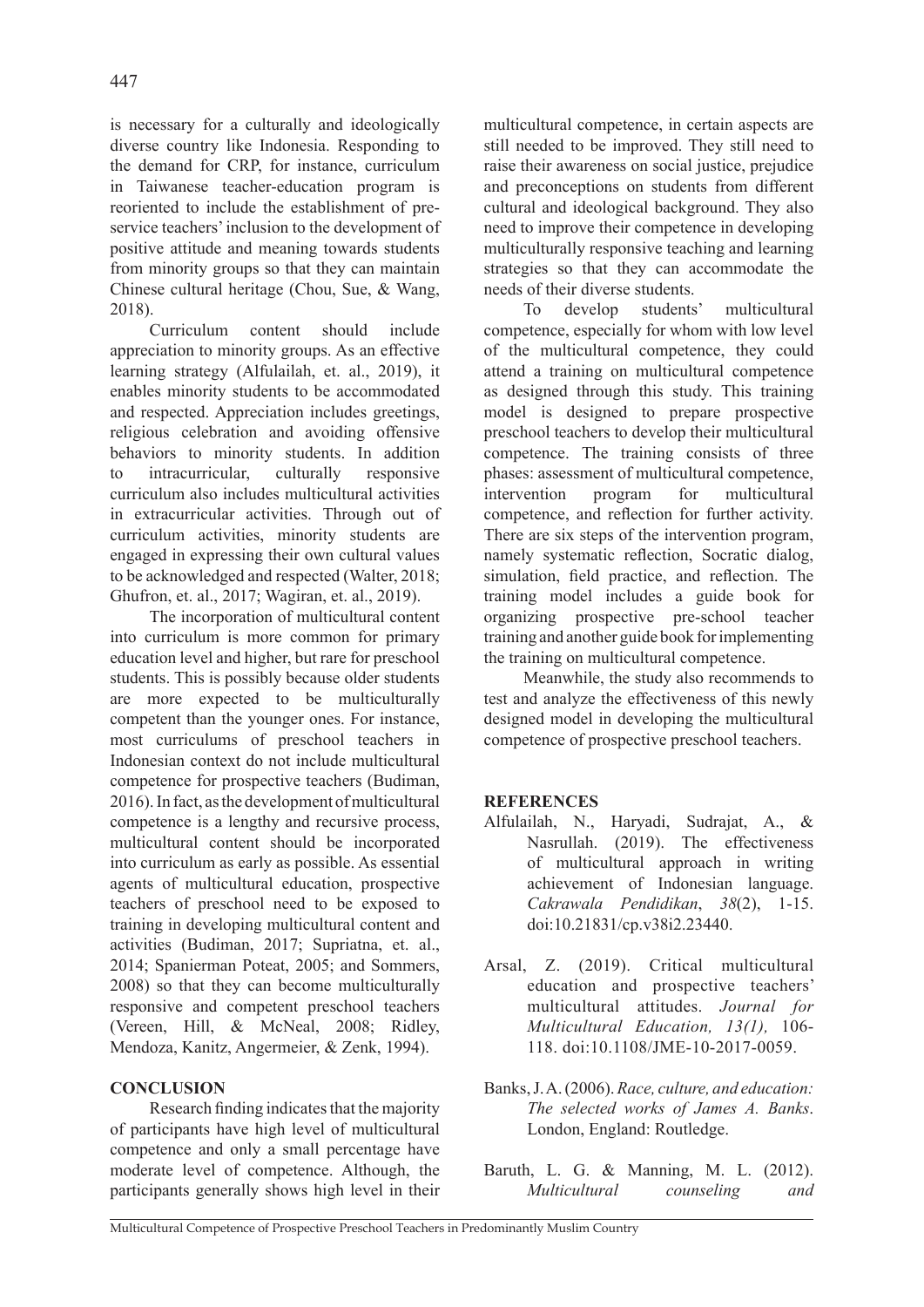is necessary for a culturally and ideologically diverse country like Indonesia. Responding to the demand for CRP, for instance, curriculum in Taiwanese teacher-education program is reoriented to include the establishment of pre-service teachers' inclusion to the development of positive attitude and meaning towards students from minority groups so that they can maintain Chinese cultural heritage (Chou, Sue, & Wang, 2018).

Curriculum content should include appreciation to minority groups. As an effective learning strategy (Alfulailah, et. al., 2019), it enables minority students to be accommodated and respected. Appreciation includes greetings, religious celebration and avoiding offensive behaviors to minority students. In addition to intracurricular, culturally responsive curriculum also includes multicultural activities in extracurricular activities. Through out of curriculum activities, minority students are engaged in expressing their own cultural values to be acknowledged and respected (Walter, 2018; Ghufron, et. al., 2017; Wagiran, et. al., 2019).

The incorporation of multicultural content into curriculum is more common for primary education level and higher, but rare for preschool students. This is possibly because older students are more expected to be multiculturally competent than the younger ones. For instance, most curriculums of preschool teachers in Indonesian context do not include multicultural competence for prospective teachers (Budiman, 2016). In fact, as the development of multicultural competence is a lengthy and recursive process, multicultural content should be incorporated into curriculum as early as possible. As essential agents of multicultural education, prospective teachers of preschool need to be exposed to training in developing multicultural content and activities (Budiman, 2017; Supriatna, et. al., 2014; Spanierman Poteat, 2005; and Sommers, 2008) so that they can become multiculturally responsive and competent preschool teachers (Vereen, Hill, & McNeal, 2008; Ridley, Mendoza, Kanitz, Angermeier, & Zenk, 1994).

## CONCLUSION

Research finding indicates that the majority of participants have high level of multicultural competence and only a small percentage have moderate level of competence. Although, the participants generally shows high level in their multicultural competence, in certain aspects are still needed to be improved. They still need to raise their awareness on social justice, prejudice and preconceptions on students from different cultural and ideological background. They also need to improve their competence in developing multiculturally responsive teaching and learning strategies so that they can accommodate the needs of their diverse students.

To develop students' multicultural competence, especially for whom with low level of the multicultural competence, they could attend a training on multicultural competence as designed through this study. This training model is designed to prepare prospective preschool teachers to develop their multicultural competence. The training consists of three phases: assessment of multicultural competence, intervention program for multicultural competence, and reflection for further activity. There are six steps of the intervention program, namely systematic reflection, Socratic dialog, simulation, field practice, and reflection. The training model includes a guide book for organizing prospective pre-school teacher training and another guide book for implementing the training on multicultural competence.

Meanwhile, the study also recommends to test and analyze the effectiveness of this newly designed model in developing the multicultural competence of prospective preschool teachers.

## REFERENCES

Alfulailah, N., Haryadi, Sudrajat, A., & Nasrullah. (2019). The effectiveness of multicultural approach in writing achievement of Indonesian language. *Cakrawala Pendidikan*, *38*(2), 1-15. doi:10.21831/cp.v38i2.23440.

Arsal, Z. (2019). Critical multicultural education and prospective teachers' multicultural attitudes. *Journal for Multicultural Education, 13(1),* 106-118. doi:10.1108/JME-10-2017-0059.

Banks, J. A. (2006). *Race, culture, and education: The selected works of James A. Banks*. London, England: Routledge.

Baruth, L. G. & Manning, M. L. (2012). *Multicultural counseling and*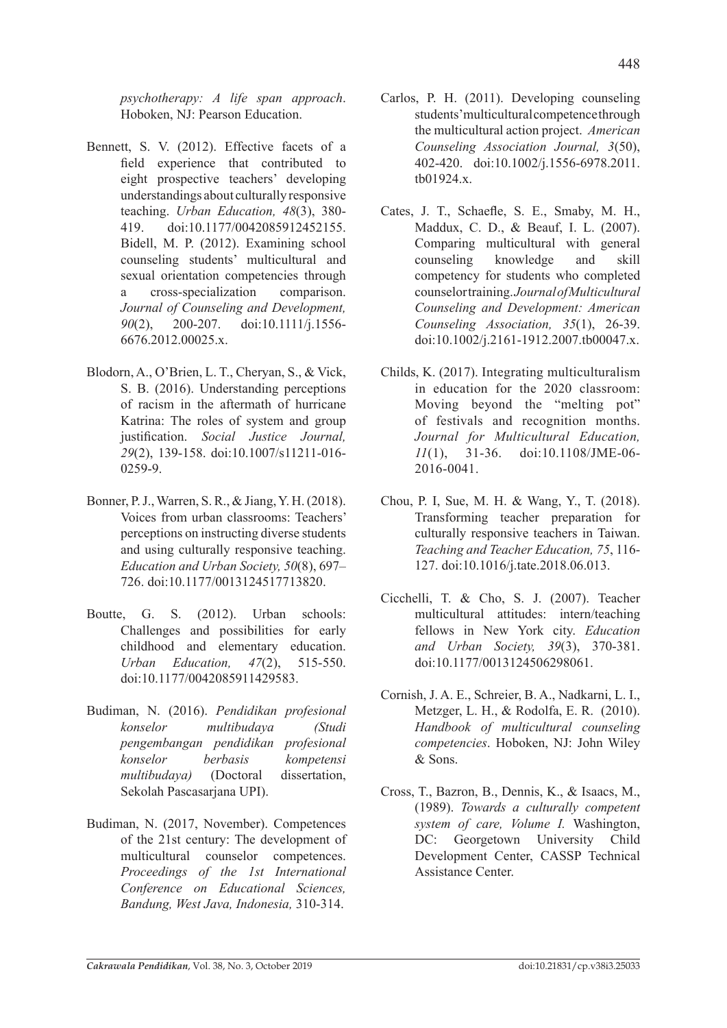*psychotherapy: A life span approach*. Hoboken, NJ: Pearson Education.

Bennett, S. V. (2012). Effective facets of a field experience that contributed to eight prospective teachers' developing understandings about culturally responsive teaching. *Urban Education, 48*(3), 380-419. doi:10.1177/0042085912452155.

Bidell, M. P. (2012). Examining school counseling students' multicultural and sexual orientation competencies through a cross-specialization comparison. *Journal of Counseling and Development, 90*(2), 200-207. doi:10.1111/j.1556-6676.2012.00025.x.

Blodorn, A., O'Brien, L. T., Cheryan, S., & Vick, S. B. (2016). Understanding perceptions of racism in the aftermath of hurricane Katrina: The roles of system and group justification. *Social Justice Journal, 29*(2), 139-158. doi:10.1007/s11211-016-0259-9.

Bonner, P. J., Warren, S. R., & Jiang, Y. H. (2018). Voices from urban classrooms: Teachers' perceptions on instructing diverse students and using culturally responsive teaching. *Education and Urban Society, 50*(8), 697–726. doi:10.1177/0013124517713820.

Boutte, G. S. (2012). Urban schools: Challenges and possibilities for early childhood and elementary education. *Urban Education, 47*(2), 515-550. doi:10.1177/0042085911429583.

Budiman, N. (2016). *Pendidikan profesional konselor multibudaya (Studi pengembangan pendidikan profesional konselor berbasis kompetensi multibudaya)* (Doctoral dissertation, Sekolah Pascasarjana UPI).

Budiman, N. (2017, November). Competences of the 21st century: The development of multicultural counselor competences. *Proceedings of the 1st International Conference on Educational Sciences, Bandung, West Java, Indonesia,* 310-314.

Carlos, P. H. (2011). Developing counseling students' multicultural competence through the multicultural action project. *American Counseling Association Journal, 3*(50), 402-420. doi:10.1002/j.1556-6978.2011.tb01924.x.

Cates, J. T., Schaefle, S. E., Smaby, M. H., Maddux, C. D., & Beauf, I. L. (2007). Comparing multicultural with general counseling knowledge and skill competency for students who completed counselor training. *Journal of Multicultural Counseling and Development: American Counseling Association, 35*(1), 26-39. doi:10.1002/j.2161-1912.2007.tb00047.x.

Childs, K. (2017). Integrating multiculturalism in education for the 2020 classroom: Moving beyond the "melting pot" of festivals and recognition months. *Journal for Multicultural Education, 11*(1), 31-36. doi:10.1108/JME-06-2016-0041.

Chou, P. I, Sue, M. H. & Wang, Y., T. (2018). Transforming teacher preparation for culturally responsive teachers in Taiwan. *Teaching and Teacher Education, 75*, 116-127. doi:10.1016/j.tate.2018.06.013.

Cicchelli, T. & Cho, S. J. (2007). Teacher multicultural attitudes: intern/teaching fellows in New York city. *Education and Urban Society, 39*(3), 370-381. doi:10.1177/0013124506298061.

Cornish, J. A. E., Schreier, B. A., Nadkarni, L. I., Metzger, L. H., & Rodolfa, E. R. (2010). *Handbook of multicultural counseling competencies*. Hoboken, NJ: John Wiley & Sons.

Cross, T., Bazron, B., Dennis, K., & Isaacs, M., (1989). *Towards a culturally competent system of care, Volume I.* Washington, DC: Georgetown University Child Development Center, CASSP Technical Assistance Center.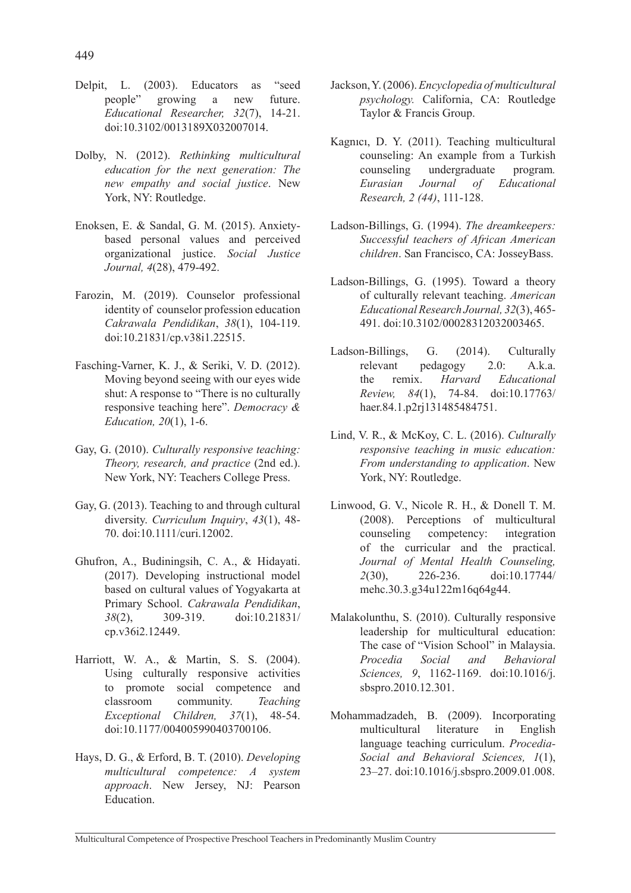Delpit, L. (2003). Educators as "seed people" growing a new future. *Educational Researcher, 32*(7), 14-21. doi:10.3102/0013189X032007014.

Dolby, N. (2012). *Rethinking multicultural education for the next generation: The new empathy and social justice*. New York, NY: Routledge.

Enoksen, E. & Sandal, G. M. (2015). Anxiety-based personal values and perceived organizational justice. *Social Justice Journal, 4*(28), 479-492.

Farozin, M. (2019). Counselor professional identity of counselor profession education *Cakrawala Pendidikan*, *38*(1), 104-119. doi:10.21831/cp.v38i1.22515.

Fasching-Varner, K. J., & Seriki, V. D. (2012). Moving beyond seeing with our eyes wide shut: A response to "There is no culturally responsive teaching here". *Democracy & Education, 20*(1), 1-6.

Gay, G. (2010). *Culturally responsive teaching: Theory, research, and practice* (2nd ed.). New York, NY: Teachers College Press.

Gay, G. (2013). Teaching to and through cultural diversity. *Curriculum Inquiry*, *43*(1), 48-70. doi:10.1111/curi.12002.

Ghufron, A., Budiningsih, C. A., & Hidayati. (2017). Developing instructional model based on cultural values of Yogyakarta at Primary School. *Cakrawala Pendidikan*, *38*(2), 309-319. doi:10.21831/cp.v36i2.12449.

Harriott, W. A., & Martin, S. S. (2004). Using culturally responsive activities to promote social competence and classroom community. *Teaching Exceptional Children, 37*(1), 48-54. doi:10.1177/004005990403700106.

Hays, D. G., & Erford, B. T. (2010). *Developing multicultural competence: A system approach*. New Jersey, NJ: Pearson Education.

Jackson, Y. (2006). *Encyclopedia of multicultural psychology.* California, CA: Routledge Taylor & Francis Group.

Kagnıcı, D. Y. (2011). Teaching multicultural counseling: An example from a Turkish counseling undergraduate program*. Eurasian Journal of Educational Research, 2 (44)*, 111-128.

Ladson-Billings, G. (1994). *The dreamkeepers: Successful teachers of African American children*. San Francisco, CA: JosseyBass.

Ladson-Billings, G. (1995). Toward a theory of culturally relevant teaching. *American Educational Research Journal, 32*(3), 465-491. doi:10.3102/00028312032003465.

Ladson-Billings, G. (2014). Culturally relevant pedagogy 2.0: A.k.a. the remix. *Harvard Educational Review, 84*(1), 74-84. doi:10.17763/haer.84.1.p2rj131485484751.

Lind, V. R., & McKoy, C. L. (2016). *Culturally responsive teaching in music education: From understanding to application*. New York, NY: Routledge.

Linwood, G. V., Nicole R. H., & Donell T. M. (2008). Perceptions of multicultural counseling competency: integration of the curricular and the practical. *Journal of Mental Health Counseling, 2*(30), 226-236. doi:10.17744/mehc.30.3.g34u122m16q64g44.

Malakolunthu, S. (2010). Culturally responsive leadership for multicultural education: The case of "Vision School" in Malaysia. *Procedia Social and Behavioral Sciences, 9*, 1162-1169. doi:10.1016/j.sbspro.2010.12.301.

Mohammadzadeh, B. (2009). Incorporating multicultural literature in English language teaching curriculum. *Procedia-Social and Behavioral Sciences, 1*(1), 23–27. doi:10.1016/j.sbspro.2009.01.008.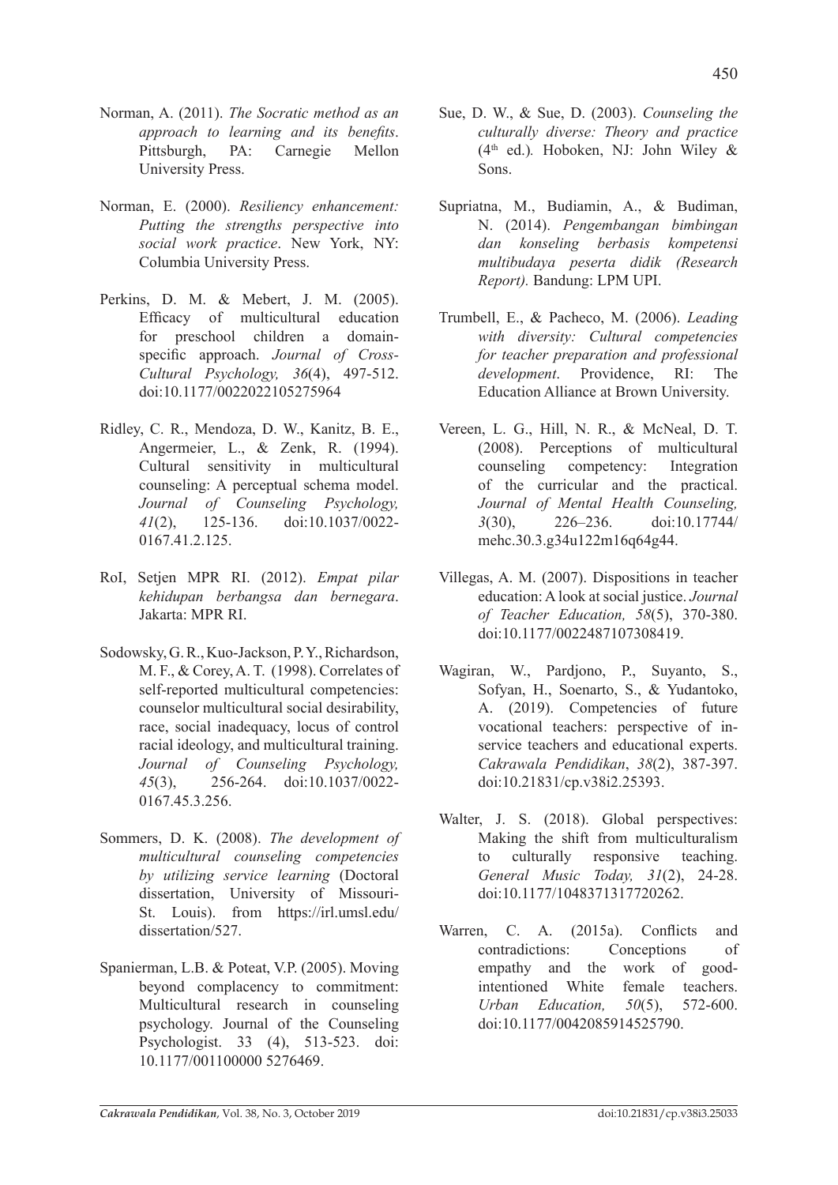Norman, A. (2011). *The Socratic method as an approach to learning and its benefits*. Pittsburgh, PA: Carnegie Mellon University Press.

Norman, E. (2000). *Resiliency enhancement: Putting the strengths perspective into social work practice*. New York, NY: Columbia University Press.

Perkins, D. M. & Mebert, J. M. (2005). Efficacy of multicultural education for preschool children a domain-specific approach. *Journal of Cross-Cultural Psychology, 36*(4), 497-512. doi:10.1177/0022022105275964

Ridley, C. R., Mendoza, D. W., Kanitz, B. E., Angermeier, L., & Zenk, R. (1994). Cultural sensitivity in multicultural counseling: A perceptual schema model. *Journal of Counseling Psychology, 41*(2), 125-136. doi:10.1037/0022-0167.41.2.125.

RoI, Setjen MPR RI. (2012). *Empat pilar kehidupan berbangsa dan bernegara*. Jakarta: MPR RI.

Sodowsky, G. R., Kuo-Jackson, P. Y., Richardson, M. F., & Corey, A. T. (1998). Correlates of self-reported multicultural competencies: counselor multicultural social desirability, race, social inadequacy, locus of control racial ideology, and multicultural training. *Journal of Counseling Psychology, 45*(3), 256-264. doi:10.1037/0022-0167.45.3.256.

Sommers, D. K. (2008). *The development of multicultural counseling competencies by utilizing service learning* (Doctoral dissertation, University of Missouri-St. Louis). from https://irl.umsl.edu/dissertation/527.

Spanierman, L.B. & Poteat, V.P. (2005). Moving beyond complacency to commitment: Multicultural research in counseling psychology. Journal of the Counseling Psychologist. 33 (4), 513-523. doi: 10.1177/001100000 5276469.

Sue, D. W., & Sue, D. (2003). *Counseling the culturally diverse: Theory and practice* (4th ed.)*.* Hoboken, NJ: John Wiley & Sons.

Supriatna, M., Budiamin, A., & Budiman, N. (2014). *Pengembangan bimbingan dan konseling berbasis kompetensi multibudaya peserta didik (Research Report).* Bandung: LPM UPI.

Trumbell, E., & Pacheco, M. (2006). *Leading with diversity: Cultural competencies for teacher preparation and professional development*. Providence, RI: The Education Alliance at Brown University.

Vereen, L. G., Hill, N. R., & McNeal, D. T. (2008). Perceptions of multicultural counseling competency: Integration of the curricular and the practical. *Journal of Mental Health Counseling, 3*(30), 226–236. doi:10.17744/mehc.30.3.g34u122m16q64g44.

Villegas, A. M. (2007). Dispositions in teacher education: A look at social justice. *Journal of Teacher Education, 58*(5), 370-380. doi:10.1177/0022487107308419.

Wagiran, W., Pardjono, P., Suyanto, S., Sofyan, H., Soenarto, S., & Yudantoko, A. (2019). Competencies of future vocational teachers: perspective of in-service teachers and educational experts. *Cakrawala Pendidikan*, *38*(2), 387-397. doi:10.21831/cp.v38i2.25393.

Walter, J. S. (2018). Global perspectives: Making the shift from multiculturalism to culturally responsive teaching. *General Music Today, 31*(2), 24-28. doi:10.1177/1048371317720262.

Warren, C. A. (2015a). Conflicts and contradictions: Conceptions of empathy and the work of good-intentioned White female teachers. *Urban Education, 50*(5), 572-600. doi:10.1177/0042085914525790.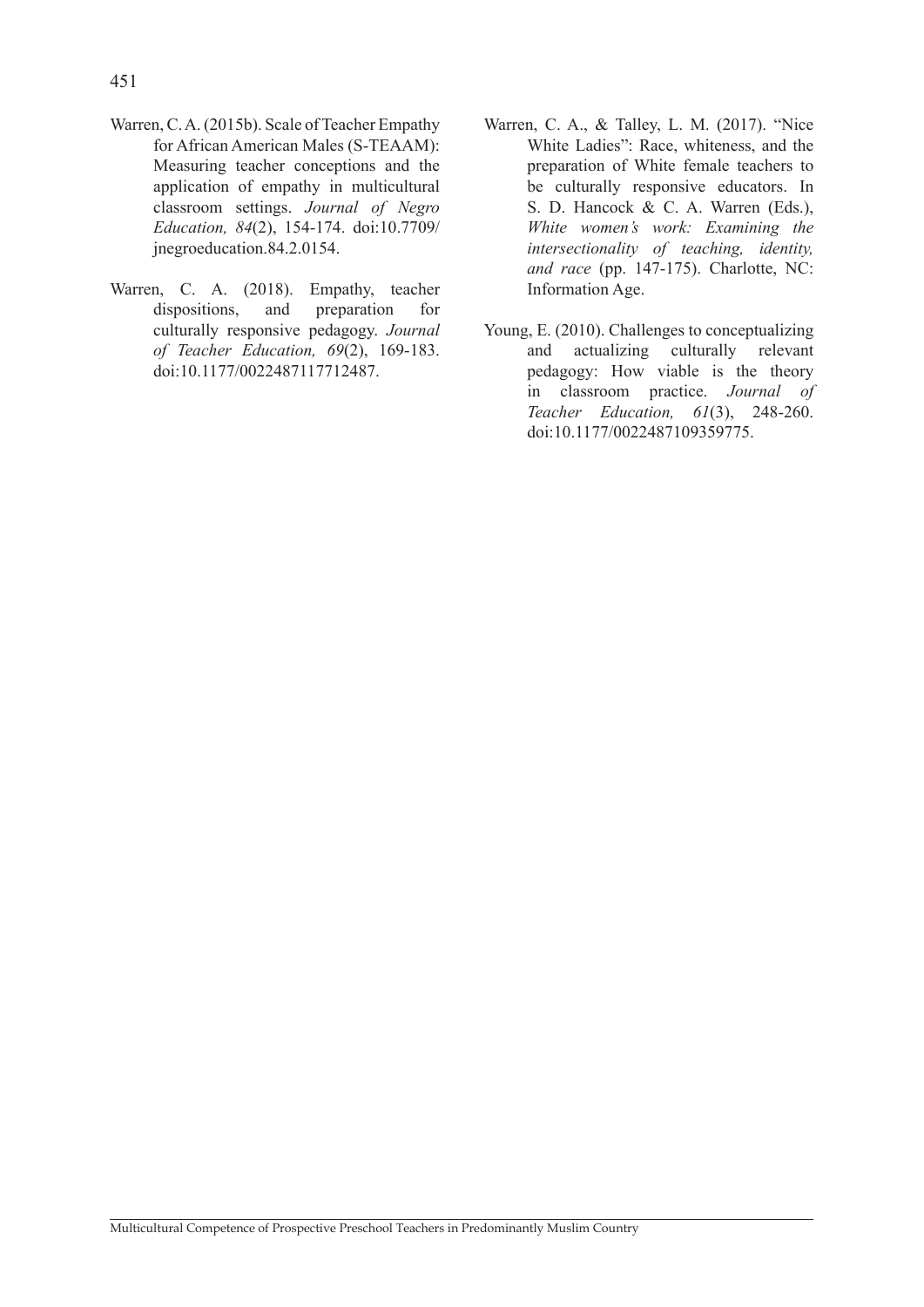Warren, C. A. (2015b). Scale of Teacher Empathy for African American Males (S-TEAAM): Measuring teacher conceptions and the application of empathy in multicultural classroom settings. *Journal of Negro Education, 84*(2), 154-174. doi:10.7709/jnegroeducation.84.2.0154.

Warren, C. A. (2018). Empathy, teacher dispositions, and preparation for culturally responsive pedagogy. *Journal of Teacher Education, 69*(2), 169-183. doi:10.1177/0022487117712487.

Warren, C. A., & Talley, L. M. (2017). "Nice White Ladies": Race, whiteness, and the preparation of White female teachers to be culturally responsive educators. In S. D. Hancock & C. A. Warren (Eds.), *White women's work: Examining the intersectionality of teaching, identity, and race* (pp. 147-175). Charlotte, NC: Information Age.

Young, E. (2010). Challenges to conceptualizing and actualizing culturally relevant pedagogy: How viable is the theory in classroom practice. *Journal of Teacher Education, 61*(3), 248-260. doi:10.1177/0022487109359775.